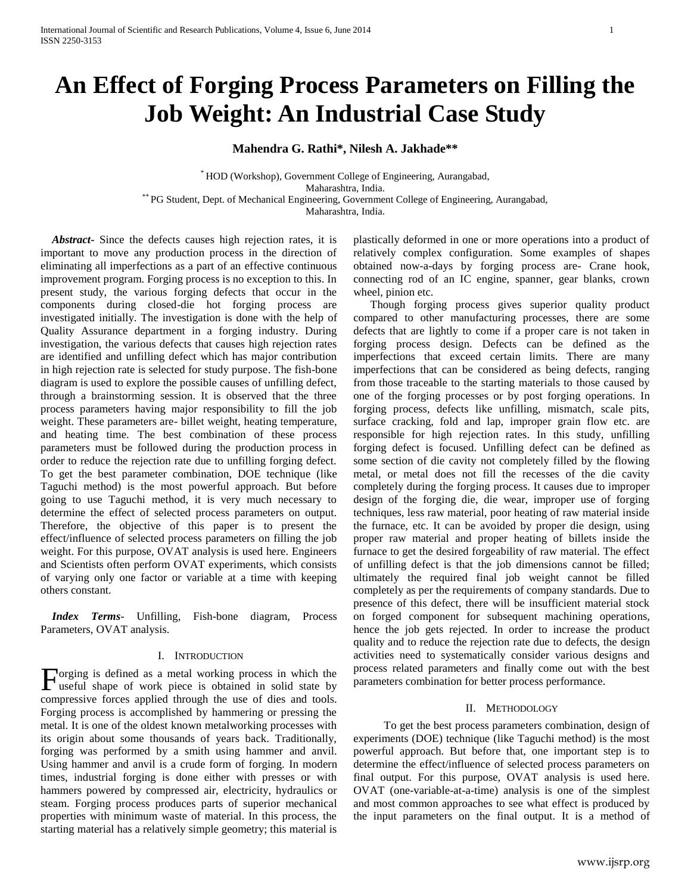# An Effect of Forging Process Parameters on Filling the Job Weight: An Industrial Case Study

**Mahendra G. Rathi*, Nilesh A. Jakhade****

* HOD (Workshop), Government College of Engineering, Aurangabad, Maharashtra, India.
** PG Student, Dept. of Mechanical Engineering, Government College of Engineering, Aurangabad, Maharashtra, India.

***Abstract***- Since the defects causes high rejection rates, it is important to move any production process in the direction of eliminating all imperfections as a part of an effective continuous improvement program. Forging process is no exception to this. In present study, the various forging defects that occur in the components during closed-die hot forging process are investigated initially. The investigation is done with the help of Quality Assurance department in a forging industry. During investigation, the various defects that causes high rejection rates are identified and unfilling defect which has major contribution in high rejection rate is selected for study purpose. The fish-bone diagram is used to explore the possible causes of unfilling defect, through a brainstorming session. It is observed that the three process parameters having major responsibility to fill the job weight. These parameters are- billet weight, heating temperature, and heating time. The best combination of these process parameters must be followed during the production process in order to reduce the rejection rate due to unfilling forging defect. To get the best parameter combination, DOE technique (like Taguchi method) is the most powerful approach. But before going to use Taguchi method, it is very much necessary to determine the effect of selected process parameters on output. Therefore, the objective of this paper is to present the effect/influence of selected process parameters on filling the job weight. For this purpose, OVAT analysis is used here. Engineers and Scientists often perform OVAT experiments, which consists of varying only one factor or variable at a time with keeping others constant.

***Index Terms***- Unfilling, Fish-bone diagram, Process Parameters, OVAT analysis.

## I. Introduction

Forging is defined as a metal working process in which the useful shape of work piece is obtained in solid state by compressive forces applied through the use of dies and tools. Forging process is accomplished by hammering or pressing the metal. It is one of the oldest known metalworking processes with its origin about some thousands of years back. Traditionally, forging was performed by a smith using hammer and anvil. Using hammer and anvil is a crude form of forging. In modern times, industrial forging is done either with presses or with hammers powered by compressed air, electricity, hydraulics or steam. Forging process produces parts of superior mechanical properties with minimum waste of material. In this process, the starting material has a relatively simple geometry; this material is plastically deformed in one or more operations into a product of relatively complex configuration. Some examples of shapes obtained now-a-days by forging process are- Crane hook, connecting rod of an IC engine, spanner, gear blanks, crown wheel, pinion etc.

Though forging process gives superior quality product compared to other manufacturing processes, there are some defects that are lightly to come if a proper care is not taken in forging process design. Defects can be defined as the imperfections that exceed certain limits. There are many imperfections that can be considered as being defects, ranging from those traceable to the starting materials to those caused by one of the forging processes or by post forging operations. In forging process, defects like unfilling, mismatch, scale pits, surface cracking, fold and lap, improper grain flow etc. are responsible for high rejection rates. In this study, unfilling forging defect is focused. Unfilling defect can be defined as some section of die cavity not completely filled by the flowing metal, or metal does not fill the recesses of the die cavity completely during the forging process. It causes due to improper design of the forging die, die wear, improper use of forging techniques, less raw material, poor heating of raw material inside the furnace, etc. It can be avoided by proper die design, using proper raw material and proper heating of billets inside the furnace to get the desired forgeability of raw material. The effect of unfilling defect is that the job dimensions cannot be filled; ultimately the required final job weight cannot be filled completely as per the requirements of company standards. Due to presence of this defect, there will be insufficient material stock on forged component for subsequent machining operations, hence the job gets rejected. In order to increase the product quality and to reduce the rejection rate due to defects, the design activities need to systematically consider various designs and process related parameters and finally come out with the best parameters combination for better process performance.

## II. Methodology

To get the best process parameters combination, design of experiments (DOE) technique (like Taguchi method) is the most powerful approach. But before that, one important step is to determine the effect/influence of selected process parameters on final output. For this purpose, OVAT analysis is used here. OVAT (one-variable-at-a-time) analysis is one of the simplest and most common approaches to see what effect is produced by the input parameters on the final output. It is a method of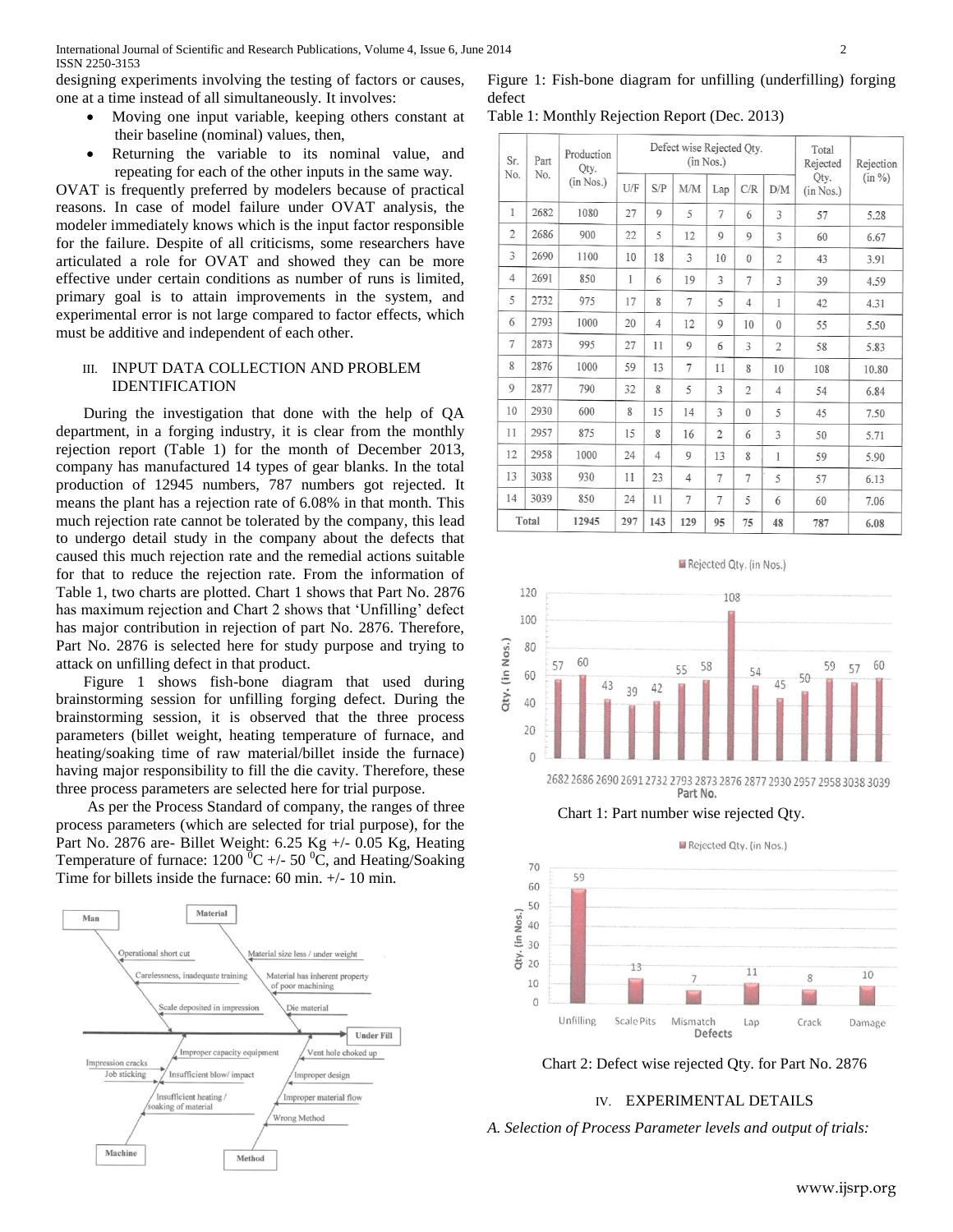designing experiments involving the testing of factors or causes, one at a time instead of all simultaneously. It involves:

- Moving one input variable, keeping others constant at their baseline (nominal) values, then,
- Returning the variable to its nominal value, and repeating for each of the other inputs in the same way.

OVAT is frequently preferred by modelers because of practical reasons. In case of model failure under OVAT analysis, the modeler immediately knows which is the input factor responsible for the failure. Despite of all criticisms, some researchers have articulated a role for OVAT and showed they can be more effective under certain conditions as number of runs is limited, primary goal is to attain improvements in the system, and experimental error is not large compared to factor effects, which must be additive and independent of each other.

## III. INPUT DATA COLLECTION AND PROBLEM IDENTIFICATION

During the investigation that done with the help of QA department, in a forging industry, it is clear from the monthly rejection report (Table 1) for the month of December 2013, company has manufactured 14 types of gear blanks. In the total production of 12945 numbers, 787 numbers got rejected. It means the plant has a rejection rate of 6.08% in that month. This much rejection rate cannot be tolerated by the company, this lead to undergo detail study in the company about the defects that caused this much rejection rate and the remedial actions suitable for that to reduce the rejection rate. From the information of Table 1, two charts are plotted. Chart 1 shows that Part No. 2876 has maximum rejection and Chart 2 shows that 'Unfilling' defect has major contribution in rejection of part No. 2876. Therefore, Part No. 2876 is selected here for study purpose and trying to attack on unfilling defect in that product.

Figure 1 shows fish-bone diagram that used during brainstorming session for unfilling forging defect. During the brainstorming session, it is observed that the three process parameters (billet weight, heating temperature of furnace, and heating/soaking time of raw material/billet inside the furnace) having major responsibility to fill the die cavity. Therefore, these three process parameters are selected here for trial purpose.

As per the Process Standard of company, the ranges of three process parameters (which are selected for trial purpose), for the Part No. 2876 are- Billet Weight: 6.25 Kg +/- 0.05 Kg, Heating Temperature of furnace: 1200 $^0$C +/- 50 $^0$C, and Heating/Soaking Time for billets inside the furnace: 60 min. +/- 10 min.

Figure 1: Fish-bone diagram for unfilling (underfilling) forging defect

Table 1: Monthly Rejection Report (Dec. 2013)

| Sr. No. | Part No. | Production Qty. (in Nos.) | Defect wise Rejected Qty. (in Nos.) | | | | | | Total Rejected Qty. (in Nos.) | Rejection (in %) |
|---|---|---|---|---|---|---|---|---|---|---|
| | | | U/F | S/P | M/M | Lap | C/R | D/M | | |
| 1 | 2682 | 1080 | 27 | 9 | 5 | 7 | 6 | 3 | 57 | 5.28 |
| 2 | 2686 | 900 | 22 | 5 | 12 | 9 | 9 | 3 | 60 | 6.67 |
| 3 | 2690 | 1100 | 10 | 18 | 3 | 10 | 0 | 2 | 43 | 3.91 |
| 4 | 2691 | 850 | 1 | 6 | 19 | 3 | 7 | 3 | 39 | 4.59 |
| 5 | 2732 | 975 | 17 | 8 | 7 | 5 | 4 | 1 | 42 | 4.31 |
| 6 | 2793 | 1000 | 20 | 4 | 12 | 9 | 10 | 0 | 55 | 5.50 |
| 7 | 2873 | 995 | 27 | 11 | 9 | 6 | 3 | 2 | 58 | 5.83 |
| 8 | 2876 | 1000 | 59 | 13 | 7 | 11 | 8 | 10 | 108 | 10.80 |
| 9 | 2877 | 790 | 32 | 8 | 5 | 3 | 2 | 4 | 54 | 6.84 |
| 10 | 2930 | 600 | 8 | 15 | 14 | 3 | 0 | 5 | 45 | 7.50 |
| 11 | 2957 | 875 | 15 | 8 | 16 | 2 | 6 | 3 | 50 | 5.71 |
| 12 | 2958 | 1000 | 24 | 4 | 9 | 13 | 8 | 1 | 59 | 5.90 |
| 13 | 3038 | 930 | 11 | 23 | 4 | 7 | 7 | 5 | 57 | 6.13 |
| 14 | 3039 | 850 | 24 | 11 | 7 | 7 | 5 | 6 | 60 | 7.06 |
| Total | | 12945 | 297 | 143 | 129 | 95 | 75 | 48 | 787 | 6.08 |

Chart 1: Part number wise rejected Qty.

Chart 2: Defect wise rejected Qty. for Part No. 2876

## IV. EXPERIMENTAL DETAILS

*A. Selection of Process Parameter levels and output of trials:*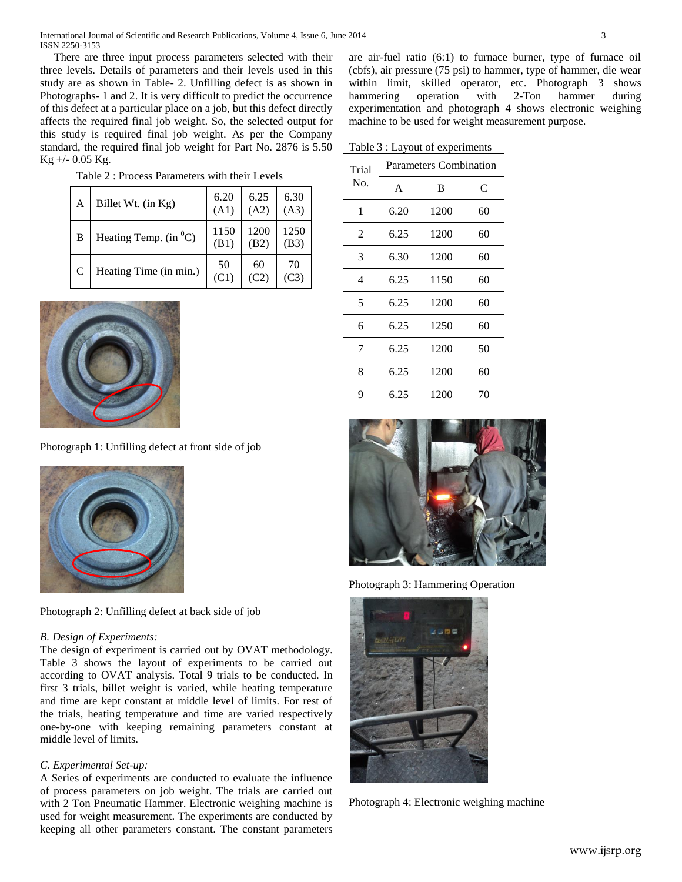There are three input process parameters selected with their three levels. Details of parameters and their levels used in this study are as shown in Table- 2. Unfilling defect is as shown in Photographs- 1 and 2. It is very difficult to predict the occurrence of this defect at a particular place on a job, but this defect directly affects the required final job weight. So, the selected output for this study is required final job weight. As per the Company standard, the required final job weight for Part No. 2876 is 5.50 Kg +/- 0.05 Kg.

Table 2 : Process Parameters with their Levels

| | | | | |
|---|---|---|---|---|
| A | Billet Wt. (in Kg) | 6.20 (A1) | 6.25 (A2) | 6.30 (A3) |
| B | Heating Temp. (in $^0$C) | 1150 (B1) | 1200 (B2) | 1250 (B3) |
| C | Heating Time (in min.) | 50 (C1) | 60 (C2) | 70 (C3) |

Photograph 1: Unfilling defect at front side of job

Photograph 2: Unfilling defect at back side of job

*B. Design of Experiments:*

The design of experiment is carried out by OVAT methodology. Table 3 shows the layout of experiments to be carried out according to OVAT analysis. Total 9 trials to be conducted. In first 3 trials, billet weight is varied, while heating temperature and time are kept constant at middle level of limits. For rest of the trials, heating temperature and time are varied respectively one-by-one with keeping remaining parameters constant at middle level of limits.

*C. Experimental Set-up:*

A Series of experiments are conducted to evaluate the influence of process parameters on job weight. The trials are carried out with 2 Ton Pneumatic Hammer. Electronic weighing machine is used for weight measurement. The experiments are conducted by keeping all other parameters constant. The constant parameters are air-fuel ratio (6:1) to furnace burner, type of furnace oil (cbfs), air pressure (75 psi) to hammer, type of hammer, die wear within limit, skilled operator, etc. Photograph 3 shows hammering operation with 2-Ton hammer during experimentation and photograph 4 shows electronic weighing machine to be used for weight measurement purpose.

Table 3 : Layout of experiments

| Trial No. | Parameters Combination | | |
|---|---|---|---|
| | A | B | C |
| 1 | 6.20 | 1200 | 60 |
| 2 | 6.25 | 1200 | 60 |
| 3 | 6.30 | 1200 | 60 |
| 4 | 6.25 | 1150 | 60 |
| 5 | 6.25 | 1200 | 60 |
| 6 | 6.25 | 1250 | 60 |
| 7 | 6.25 | 1200 | 50 |
| 8 | 6.25 | 1200 | 60 |
| 9 | 6.25 | 1200 | 70 |

Photograph 3: Hammering Operation

Photograph 4: Electronic weighing machine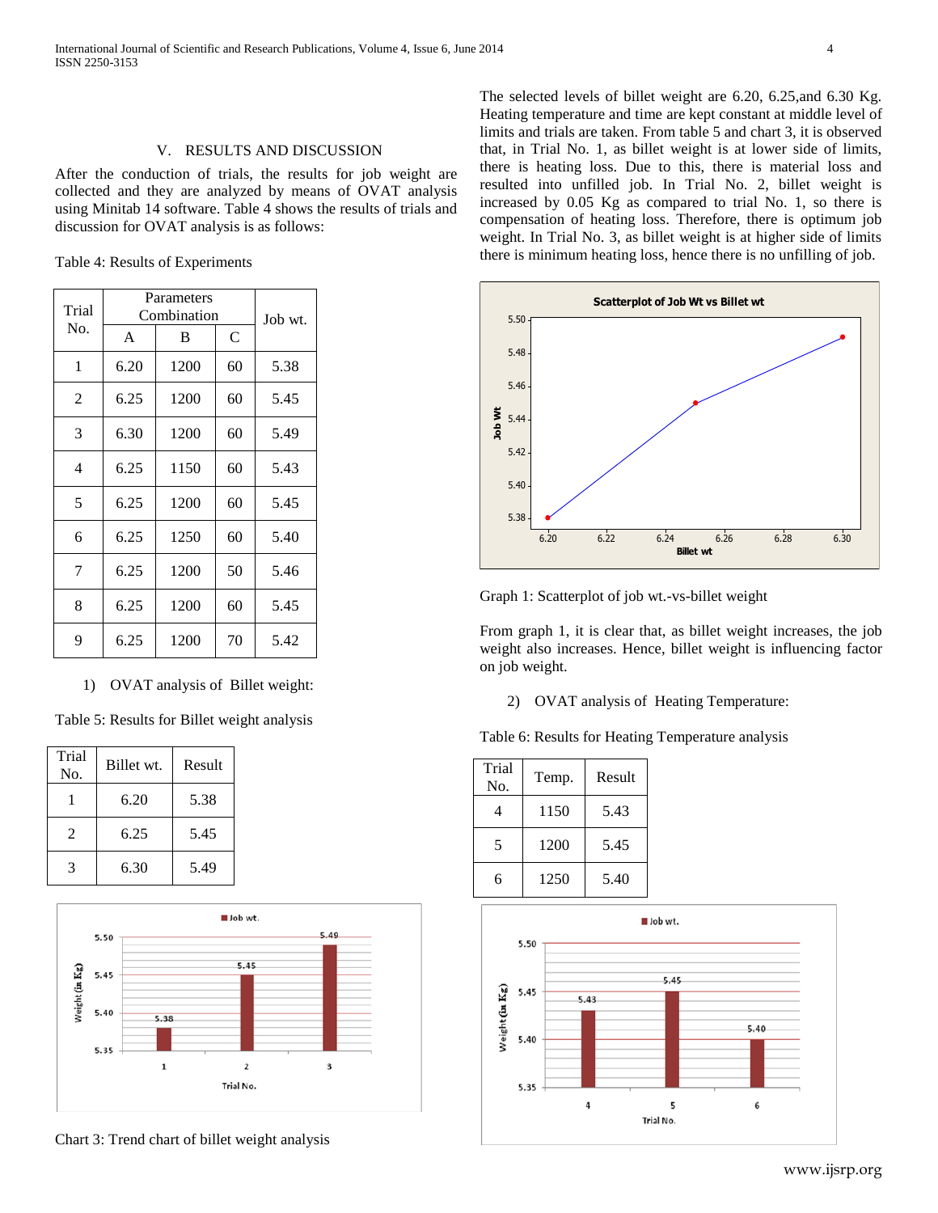## V. RESULTS AND DISCUSSION

After the conduction of trials, the results for job weight are collected and they are analyzed by means of OVAT analysis using Minitab 14 software. Table 4 shows the results of trials and discussion for OVAT analysis is as follows:

Table 4: Results of Experiments

| Trial No. | Parameters Combination | | | Job wt. |
|---|---|---|---|---|
| | A | B | C | |
| 1 | 6.20 | 1200 | 60 | 5.38 |
| 2 | 6.25 | 1200 | 60 | 5.45 |
| 3 | 6.30 | 1200 | 60 | 5.49 |
| 4 | 6.25 | 1150 | 60 | 5.43 |
| 5 | 6.25 | 1200 | 60 | 5.45 |
| 6 | 6.25 | 1250 | 60 | 5.40 |
| 7 | 6.25 | 1200 | 50 | 5.46 |
| 8 | 6.25 | 1200 | 60 | 5.45 |
| 9 | 6.25 | 1200 | 70 | 5.42 |

1) OVAT analysis of Billet weight:

Table 5: Results for Billet weight analysis

| Trial No. | Billet wt. | Result |
|---|---|---|
| 1 | 6.20 | 5.38 |
| 2 | 6.25 | 5.45 |
| 3 | 6.30 | 5.49 |

Chart 3: Trend chart of billet weight analysis

The selected levels of billet weight are 6.20, 6.25,and 6.30 Kg. Heating temperature and time are kept constant at middle level of limits and trials are taken. From table 5 and chart 3, it is observed that, in Trial No. 1, as billet weight is at lower side of limits, there is heating loss. Due to this, there is material loss and resulted into unfilled job. In Trial No. 2, billet weight is increased by 0.05 Kg as compared to trial No. 1, so there is compensation of heating loss. Therefore, there is optimum job weight. In Trial No. 3, as billet weight is at higher side of limits there is minimum heating loss, hence there is no unfilling of job.

Graph 1: Scatterplot of job wt.-vs-billet weight

From graph 1, it is clear that, as billet weight increases, the job weight also increases. Hence, billet weight is influencing factor on job weight.

2) OVAT analysis of Heating Temperature:

Table 6: Results for Heating Temperature analysis

| Trial No. | Temp. | Result |
|---|---|---|
| 4 | 1150 | 5.43 |
| 5 | 1200 | 5.45 |
| 6 | 1250 | 5.40 |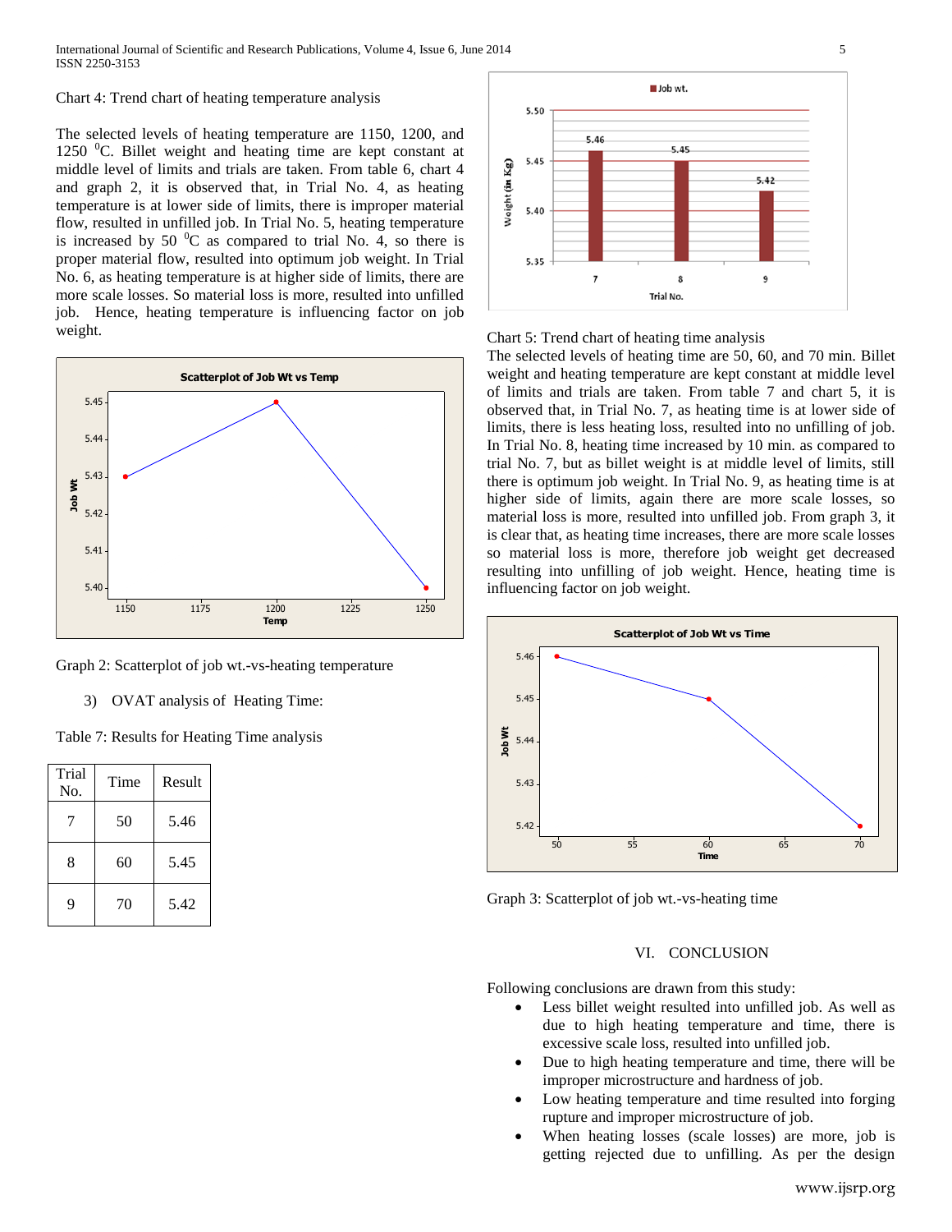Chart 4: Trend chart of heating temperature analysis

The selected levels of heating temperature are 1150, 1200, and 1250 $^{0}$C. Billet weight and heating time are kept constant at middle level of limits and trials are taken. From table 6, chart 4 and graph 2, it is observed that, in Trial No. 4, as heating temperature is at lower side of limits, there is improper material flow, resulted in unfilled job. In Trial No. 5, heating temperature is increased by 50 $^{0}$C as compared to trial No. 4, so there is proper material flow, resulted into optimum job weight. In Trial No. 6, as heating temperature is at higher side of limits, there are more scale losses. So material loss is more, resulted into unfilled job. Hence, heating temperature is influencing factor on job weight.

Graph 2: Scatterplot of job wt.-vs-heating temperature

3) OVAT analysis of Heating Time:

Table 7: Results for Heating Time analysis

| Trial No. | Time | Result |
|---|---|---|
| 7 | 50 | 5.46 |
| 8 | 60 | 5.45 |
| 9 | 70 | 5.42 |

Chart 5: Trend chart of heating time analysis

The selected levels of heating time are 50, 60, and 70 min. Billet weight and heating temperature are kept constant at middle level of limits and trials are taken. From table 7 and chart 5, it is observed that, in Trial No. 7, as heating time is at lower side of limits, there is less heating loss, resulted into no unfilling of job. In Trial No. 8, heating time increased by 10 min. as compared to trial No. 7, but as billet weight is at middle level of limits, still there is optimum job weight. In Trial No. 9, as heating time is at higher side of limits, again there are more scale losses, so material loss is more, resulted into unfilled job. From graph 3, it is clear that, as heating time increases, there are more scale losses so material loss is more, therefore job weight get decreased resulting into unfilling of job weight. Hence, heating time is influencing factor on job weight.

Graph 3: Scatterplot of job wt.-vs-heating time

## VI. CONCLUSION

Following conclusions are drawn from this study:

- Less billet weight resulted into unfilled job. As well as due to high heating temperature and time, there is excessive scale loss, resulted into unfilled job.
- Due to high heating temperature and time, there will be improper microstructure and hardness of job.
- Low heating temperature and time resulted into forging rupture and improper microstructure of job.
- When heating losses (scale losses) are more, job is getting rejected due to unfilling. As per the design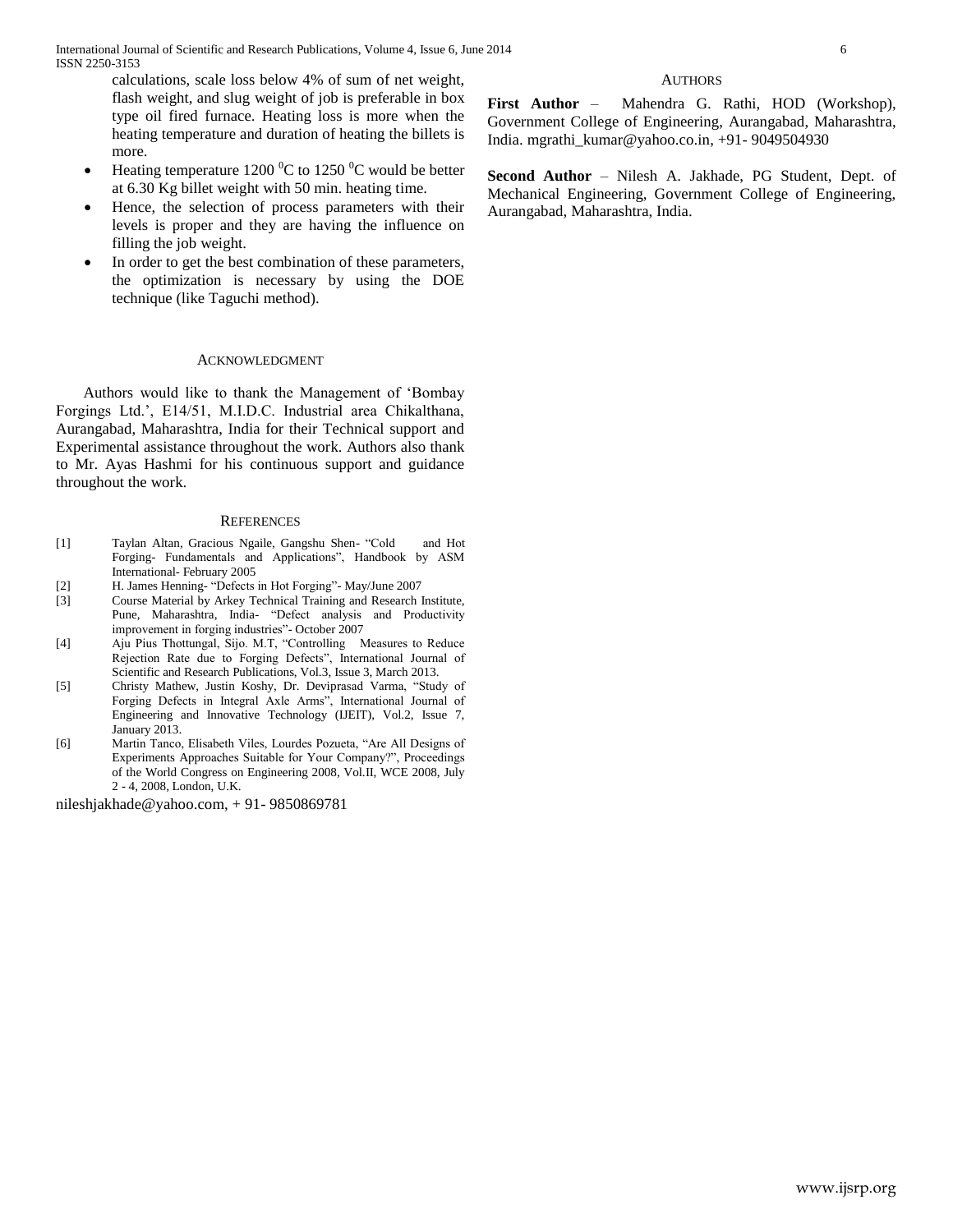calculations, scale loss below 4% of sum of net weight, flash weight, and slug weight of job is preferable in box type oil fired furnace. Heating loss is more when the heating temperature and duration of heating the billets is more.

- Heating temperature 1200 $^0$C to 1250 $^0$C would be better at 6.30 Kg billet weight with 50 min. heating time.
- Hence, the selection of process parameters with their levels is proper and they are having the influence on filling the job weight.
- In order to get the best combination of these parameters, the optimization is necessary by using the DOE technique (like Taguchi method).

## ACKNOWLEDGMENT

Authors would like to thank the Management of 'Bombay Forgings Ltd.', E14/51, M.I.D.C. Industrial area Chikalthana, Aurangabad, Maharashtra, India for their Technical support and Experimental assistance throughout the work. Authors also thank to Mr. Ayas Hashmi for his continuous support and guidance throughout the work.

## REFERENCES

[1] Taylan Altan, Gracious Ngaile, Gangshu Shen- "Cold and Hot Forging- Fundamentals and Applications", Handbook by ASM International- February 2005

[2] H. James Henning- "Defects in Hot Forging"- May/June 2007

[3] Course Material by Arkey Technical Training and Research Institute, Pune, Maharashtra, India- "Defect analysis and Productivity improvement in forging industries"- October 2007

[4] Aju Pius Thottungal, Sijo. M.T, "Controlling Measures to Reduce Rejection Rate due to Forging Defects", International Journal of Scientific and Research Publications, Vol.3, Issue 3, March 2013.

[5] Christy Mathew, Justin Koshy, Dr. Deviprasad Varma, "Study of Forging Defects in Integral Axle Arms", International Journal of Engineering and Innovative Technology (IJEIT), Vol.2, Issue 7, January 2013.

[6] Martin Tanco, Elisabeth Viles, Lourdes Pozueta, "Are All Designs of Experiments Approaches Suitable for Your Company?", Proceedings of the World Congress on Engineering 2008, Vol.II, WCE 2008, July 2 - 4, 2008, London, U.K.

## AUTHORS

**First Author** – Mahendra G. Rathi, HOD (Workshop), Government College of Engineering, Aurangabad, Maharashtra, India. mgrathi_kumar@yahoo.co.in, +91- 9049504930

**Second Author** – Nilesh A. Jakhade, PG Student, Dept. of Mechanical Engineering, Government College of Engineering, Aurangabad, Maharashtra, India. nileshjakhade@yahoo.com, + 91- 9850869781